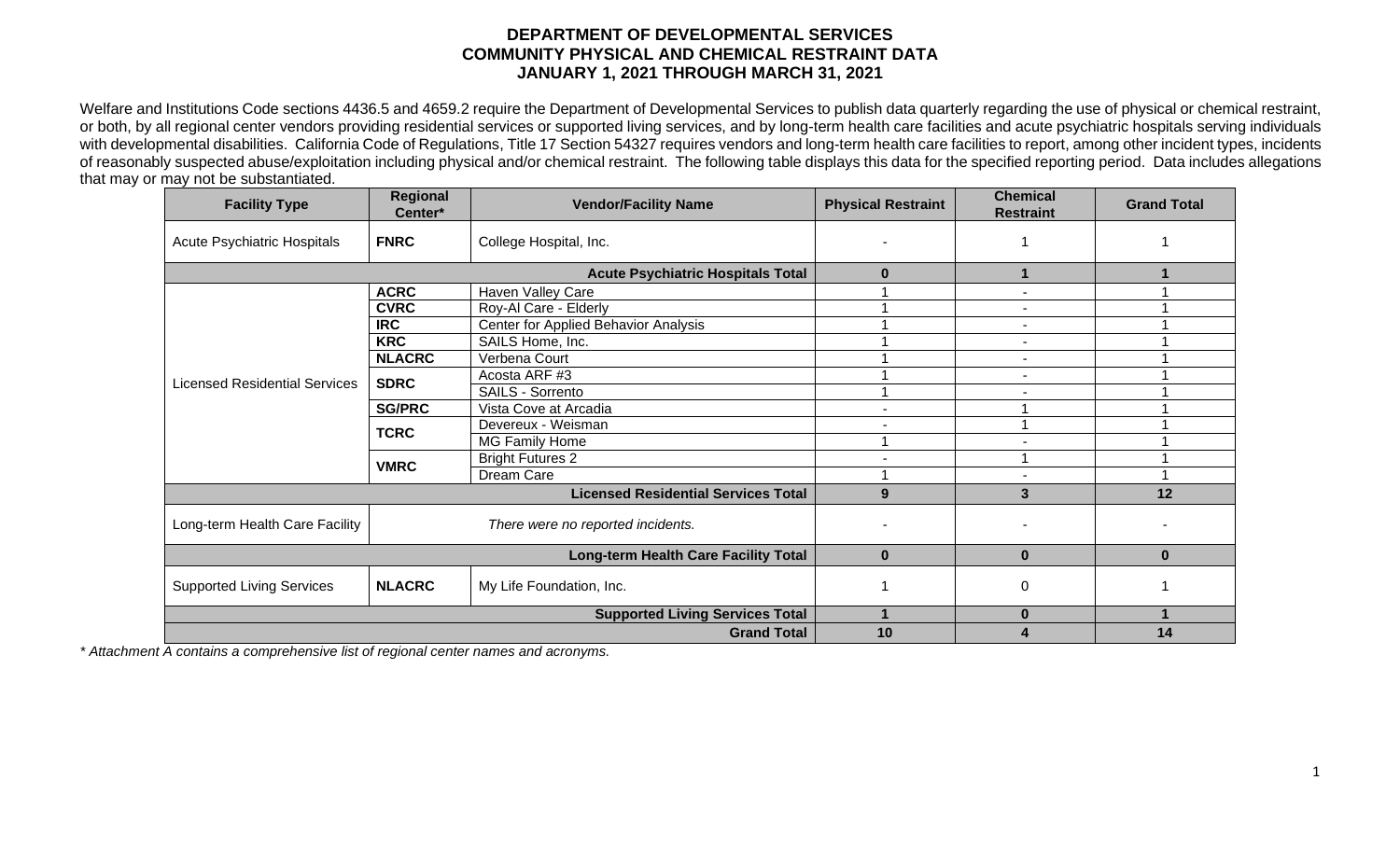# DEPARTMENT OF DEVELOPMENTAL SERVICES
## COMMUNITY PHYSICAL AND CHEMICAL RESTRAINT DATA
## JANUARY 1, 2021 THROUGH MARCH 31, 2021

Welfare and Institutions Code sections 4436.5 and 4659.2 require the Department of Developmental Services to publish data quarterly regarding the use of physical or chemical restraint, or both, by all regional center vendors providing residential services or supported living services, and by long-term health care facilities and acute psychiatric hospitals serving individuals with developmental disabilities. California Code of Regulations, Title 17 Section 54327 requires vendors and long-term health care facilities to report, among other incident types, incidents of reasonably suspected abuse/exploitation including physical and/or chemical restraint. The following table displays this data for the specified reporting period. Data includes allegations that may or may not be substantiated.

| Facility Type | Regional Center* | Vendor/Facility Name | Physical Restraint | Chemical Restraint | Grand Total |
|---|---|---|---|---|---|
| Acute Psychiatric Hospitals | **FNRC** | College Hospital, Inc. | - | 1 | 1 |
| | | **Acute Psychiatric Hospitals Total** | **0** | **1** | **1** |
| Licensed Residential Services | **ACRC** | Haven Valley Care | 1 | - | 1 |
| | **CVRC** | Roy-Al Care - Elderly | 1 | - | 1 |
| | **IRC** | Center for Applied Behavior Analysis | 1 | - | 1 |
| | **KRC** | SAILS Home, Inc. | 1 | - | 1 |
| | **NLACRC** | Verbena Court | 1 | - | 1 |
| | **SDRC** | Acosta ARF #3 | 1 | - | 1 |
| | | SAILS - Sorrento | 1 | - | 1 |
| | **SG/PRC** | Vista Cove at Arcadia | - | 1 | 1 |
| | **TCRC** | Devereux - Weisman | - | 1 | 1 |
| | | MG Family Home | 1 | - | 1 |
| | **VMRC** | Bright Futures 2 | - | 1 | 1 |
| | | Dream Care | 1 | - | 1 |
| | | **Licensed Residential Services Total** | **9** | **3** | **12** |
| Long-term Health Care Facility | | *There were no reported incidents.* | - | - | - |
| | | **Long-term Health Care Facility Total** | **0** | **0** | **0** |
| Supported Living Services | **NLACRC** | My Life Foundation, Inc. | 1 | 0 | 1 |
| | | **Supported Living Services Total** | **1** | **0** | **1** |
| | | **Grand Total** | **10** | **4** | **14** |

*\* Attachment A contains a comprehensive list of regional center names and acronyms.*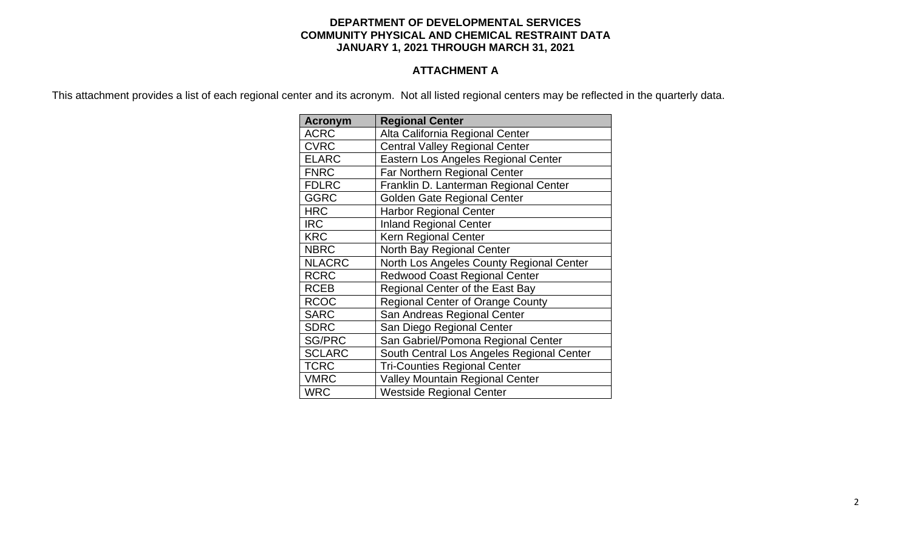**DEPARTMENT OF DEVELOPMENTAL SERVICES**
**COMMUNITY PHYSICAL AND CHEMICAL RESTRAINT DATA**
**JANUARY 1, 2021 THROUGH MARCH 31, 2021**

## ATTACHMENT A

This attachment provides a list of each regional center and its acronym. Not all listed regional centers may be reflected in the quarterly data.

| Acronym | Regional Center |
|---|---|
| ACRC | Alta California Regional Center |
| CVRC | Central Valley Regional Center |
| ELARC | Eastern Los Angeles Regional Center |
| FNRC | Far Northern Regional Center |
| FDLRC | Franklin D. Lanterman Regional Center |
| GGRC | Golden Gate Regional Center |
| HRC | Harbor Regional Center |
| IRC | Inland Regional Center |
| KRC | Kern Regional Center |
| NBRC | North Bay Regional Center |
| NLACRC | North Los Angeles County Regional Center |
| RCRC | Redwood Coast Regional Center |
| RCEB | Regional Center of the East Bay |
| RCOC | Regional Center of Orange County |
| SARC | San Andreas Regional Center |
| SDRC | San Diego Regional Center |
| SG/PRC | San Gabriel/Pomona Regional Center |
| SCLARC | South Central Los Angeles Regional Center |
| TCRC | Tri-Counties Regional Center |
| VMRC | Valley Mountain Regional Center |
| WRC | Westside Regional Center |